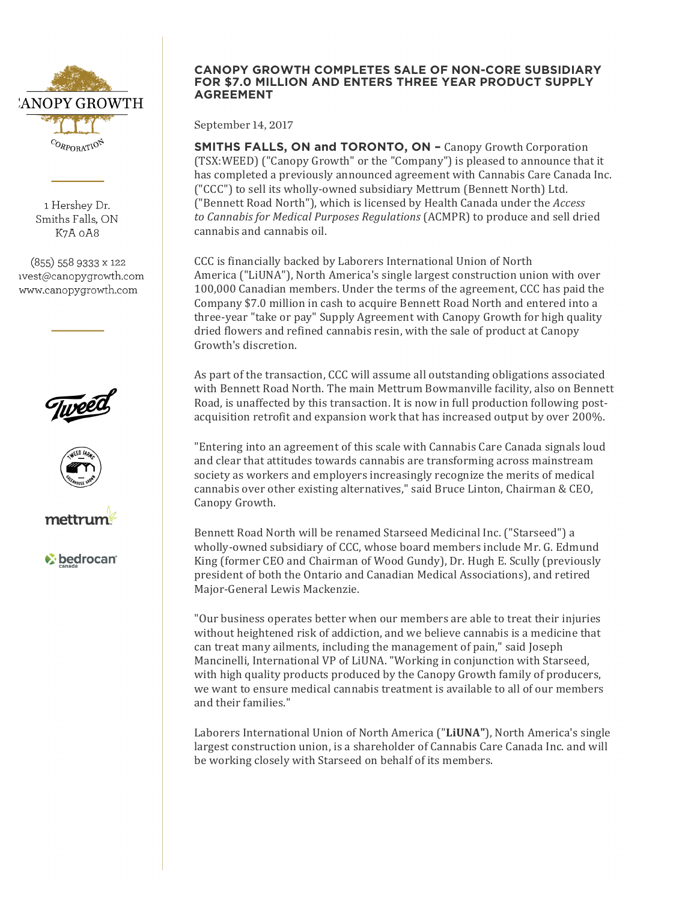CANOPY GROWTH CORPORATION

1 Hershey Dr.
Smiths Falls, ON
K7A 0A8

(855) 558 9333 x 122
invest@canopygrowth.com
www.canopygrowth.com

# CANOPY GROWTH COMPLETES SALE OF NON-CORE SUBSIDIARY FOR $7.0 MILLION AND ENTERS THREE YEAR PRODUCT SUPPLY AGREEMENT

September 14, 2017

**SMITHS FALLS, ON and TORONTO, ON –** Canopy Growth Corporation (TSX:WEED) ("Canopy Growth" or the "Company") is pleased to announce that it has completed a previously announced agreement with Cannabis Care Canada Inc. ("CCC") to sell its wholly-owned subsidiary Mettrum (Bennett North) Ltd. ("Bennett Road North"), which is licensed by Health Canada under the *Access to Cannabis for Medical Purposes Regulations* (ACMPR) to produce and sell dried cannabis and cannabis oil.

CCC is financially backed by Laborers International Union of North America ("LiUNA"), North America's single largest construction union with over 100,000 Canadian members. Under the terms of the agreement, CCC has paid the Company $7.0 million in cash to acquire Bennett Road North and entered into a three-year "take or pay" Supply Agreement with Canopy Growth for high quality dried flowers and refined cannabis resin, with the sale of product at Canopy Growth's discretion.

As part of the transaction, CCC will assume all outstanding obligations associated with Bennett Road North. The main Mettrum Bowmanville facility, also on Bennett Road, is unaffected by this transaction. It is now in full production following post-acquisition retrofit and expansion work that has increased output by over 200%.

"Entering into an agreement of this scale with Cannabis Care Canada signals loud and clear that attitudes towards cannabis are transforming across mainstream society as workers and employers increasingly recognize the merits of medical cannabis over other existing alternatives," said Bruce Linton, Chairman & CEO, Canopy Growth.

Bennett Road North will be renamed Starseed Medicinal Inc. ("Starseed") a wholly-owned subsidiary of CCC, whose board members include Mr. G. Edmund King (former CEO and Chairman of Wood Gundy), Dr. Hugh E. Scully (previously president of both the Ontario and Canadian Medical Associations), and retired Major-General Lewis Mackenzie.

"Our business operates better when our members are able to treat their injuries without heightened risk of addiction, and we believe cannabis is a medicine that can treat many ailments, including the management of pain," said Joseph Mancinelli, International VP of LiUNA. "Working in conjunction with Starseed, with high quality products produced by the Canopy Growth family of producers, we want to ensure medical cannabis treatment is available to all of our members and their families."

Laborers International Union of North America ("**LiUNA"**), North America's single largest construction union, is a shareholder of Cannabis Care Canada Inc. and will be working closely with Starseed on behalf of its members.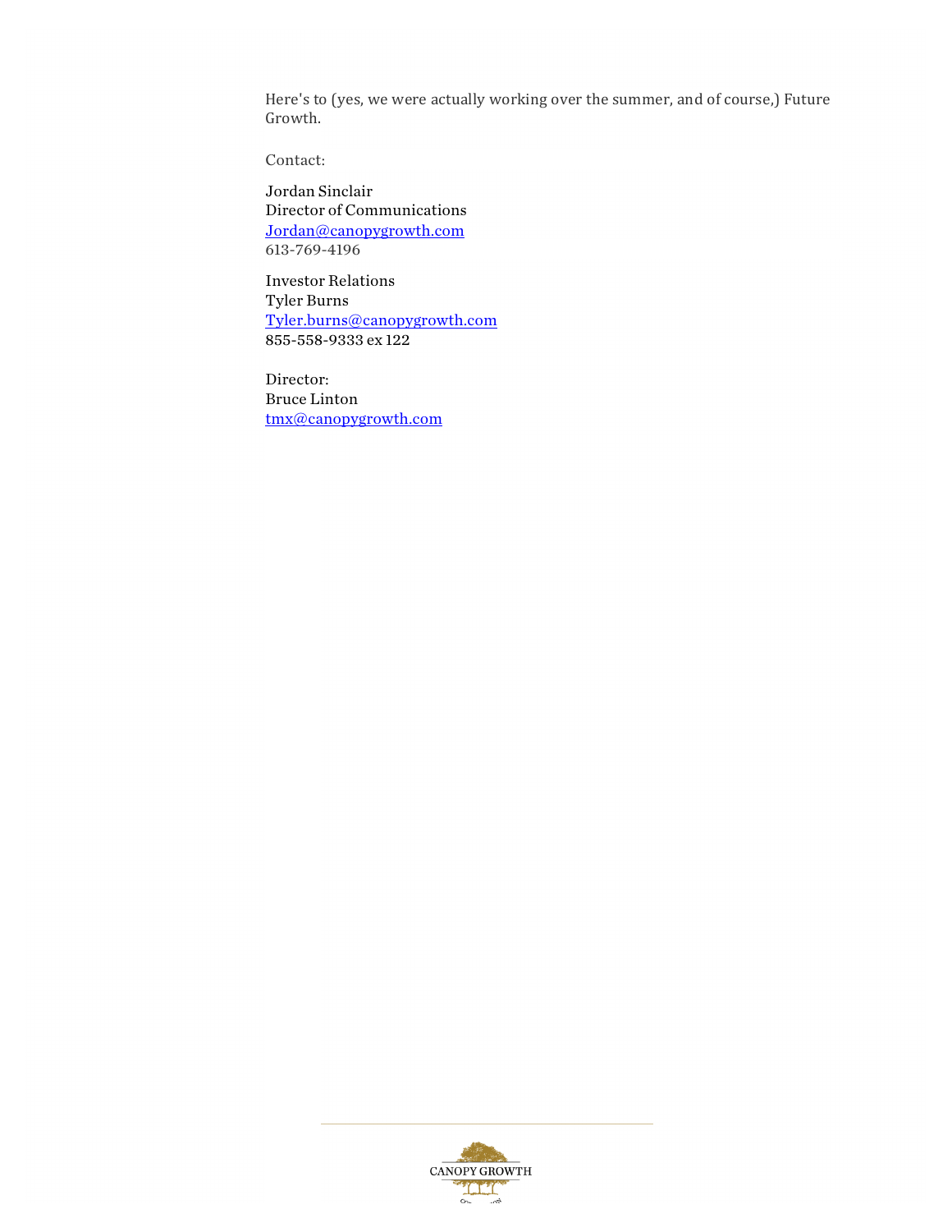Here's to (yes, we were actually working over the summer, and of course,) Future Growth.

Contact:

Jordan Sinclair
Director of Communications
Jordan@canopygrowth.com
613-769-4196

Investor Relations
Tyler Burns
Tyler.burns@canopygrowth.com
855-558-9333 ex 122

Director:
Bruce Linton
tmx@canopygrowth.com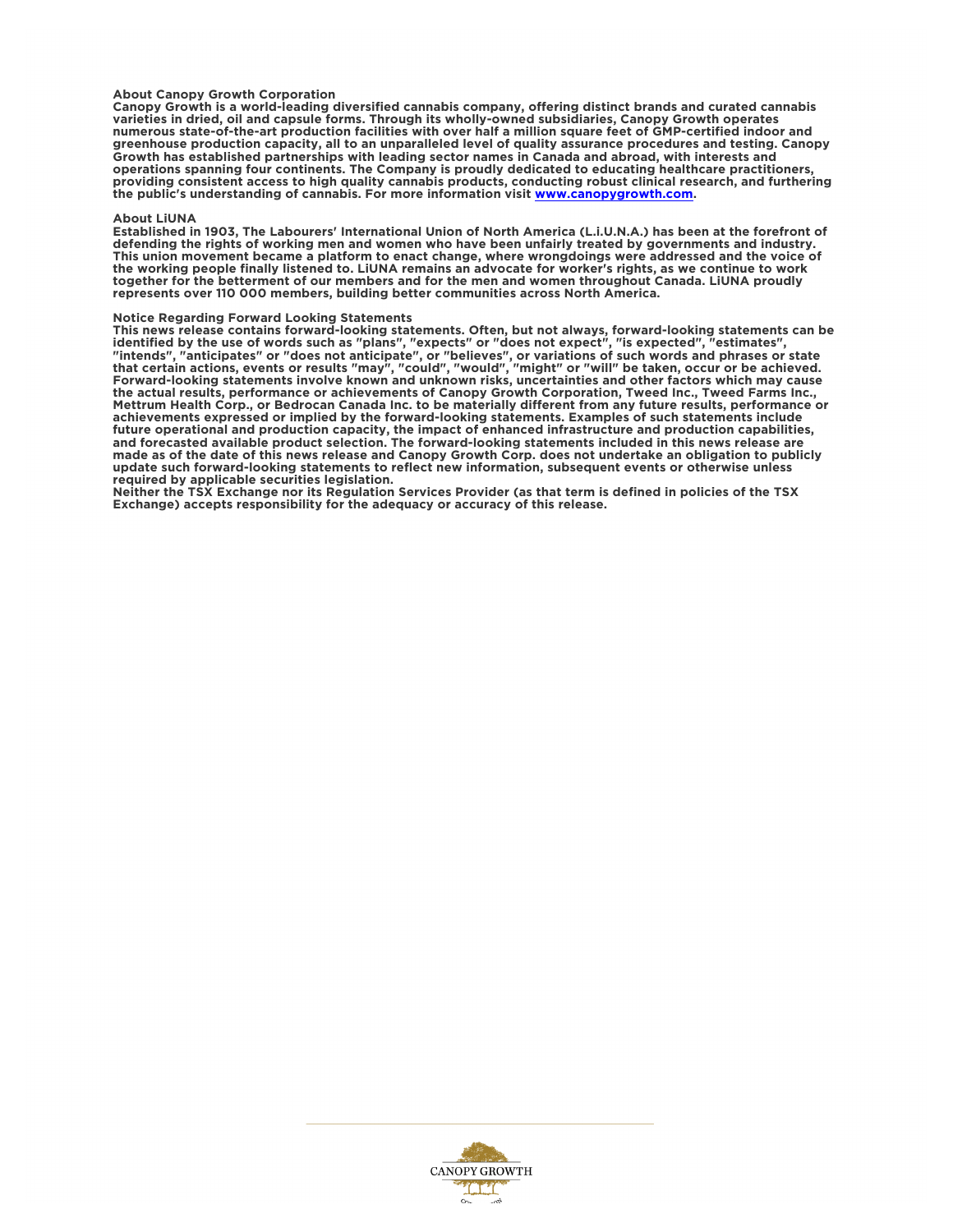**About Canopy Growth Corporation**

**Canopy Growth is a world-leading diversified cannabis company, offering distinct brands and curated cannabis varieties in dried, oil and capsule forms. Through its wholly-owned subsidiaries, Canopy Growth operates numerous state-of-the-art production facilities with over half a million square feet of GMP-certified indoor and greenhouse production capacity, all to an unparalleled level of quality assurance procedures and testing. Canopy Growth has established partnerships with leading sector names in Canada and abroad, with interests and operations spanning four continents. The Company is proudly dedicated to educating healthcare practitioners, providing consistent access to high quality cannabis products, conducting robust clinical research, and furthering the public's understanding of cannabis. For more information visit [www.canopygrowth.com](http://www.canopygrowth.com).**

**About LiUNA**

**Established in 1903, The Labourers' International Union of North America (L.i.U.N.A.) has been at the forefront of defending the rights of working men and women who have been unfairly treated by governments and industry. This union movement became a platform to enact change, where wrongdoings were addressed and the voice of the working people finally listened to. LiUNA remains an advocate for worker's rights, as we continue to work together for the betterment of our members and for the men and women throughout Canada. LiUNA proudly represents over 110 000 members, building better communities across North America.**

**Notice Regarding Forward Looking Statements**

**This news release contains forward-looking statements. Often, but not always, forward-looking statements can be identified by the use of words such as "plans", "expects" or "does not expect", "is expected", "estimates", "intends", "anticipates" or "does not anticipate", or "believes", or variations of such words and phrases or state that certain actions, events or results "may", "could", "would", "might" or "will" be taken, occur or be achieved. Forward-looking statements involve known and unknown risks, uncertainties and other factors which may cause the actual results, performance or achievements of Canopy Growth Corporation, Tweed Inc., Tweed Farms Inc., Mettrum Health Corp., or Bedrocan Canada Inc. to be materially different from any future results, performance or achievements expressed or implied by the forward-looking statements. Examples of such statements include future operational and production capacity, the impact of enhanced infrastructure and production capabilities, and forecasted available product selection. The forward-looking statements included in this news release are made as of the date of this news release and Canopy Growth Corp. does not undertake an obligation to publicly update such forward-looking statements to reflect new information, subsequent events or otherwise unless required by applicable securities legislation.**

**Neither the TSX Exchange nor its Regulation Services Provider (as that term is defined in policies of the TSX Exchange) accepts responsibility for the adequacy or accuracy of this release.**